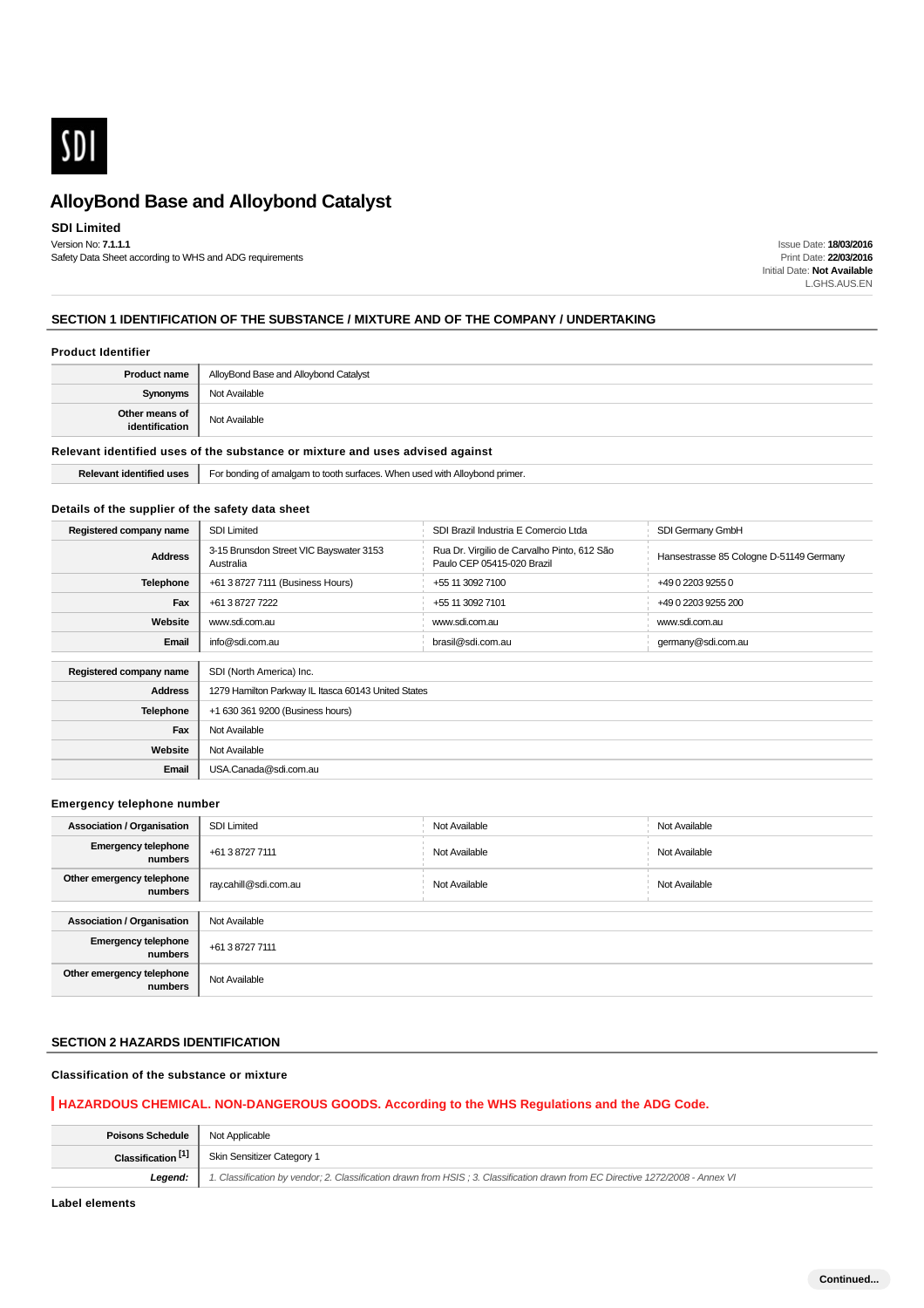SDI

# AlloyBond Base and Alloybond Catalyst

**SDI Limited**

Version No: **7.1.1.1**
Safety Data Sheet according to WHS and ADG requirements

Issue Date: **18/03/2016**
Print Date: **22/03/2016**
Initial Date: **Not Available**
L.GHS.AUS.EN

## SECTION 1 IDENTIFICATION OF THE SUBSTANCE / MIXTURE AND OF THE COMPANY / UNDERTAKING

### Product Identifier

| | |
|---|---|
| **Product name** | AlloyBond Base and Alloybond Catalyst |
| **Synonyms** | Not Available |
| **Other means of identification** | Not Available |

### Relevant identified uses of the substance or mixture and uses advised against

| | |
|---|---|
| **Relevant identified uses** | For bonding of amalgam to tooth surfaces. When used with Alloybond primer. |

### Details of the supplier of the safety data sheet

| | | | |
|---|---|---|---|
| **Registered company name** | SDI Limited | SDI Brazil Industria E Comercio Ltda | SDI Germany GmbH |
| **Address** | 3-15 Brunsdon Street VIC Bayswater 3153 Australia | Rua Dr. Virgilio de Carvalho Pinto, 612 São Paulo CEP 05415-020 Brazil | Hansestrasse 85 Cologne D-51149 Germany |
| **Telephone** | +61 3 8727 7111 (Business Hours) | +55 11 3092 7100 | +49 0 2203 9255 0 |
| **Fax** | +61 3 8727 7222 | +55 11 3092 7101 | +49 0 2203 9255 200 |
| **Website** | www.sdi.com.au | www.sdi.com.au | www.sdi.com.au |
| **Email** | info@sdi.com.au | brasil@sdi.com.au | germany@sdi.com.au |

| | |
|---|---|
| **Registered company name** | SDI (North America) Inc. |
| **Address** | 1279 Hamilton Parkway IL Itasca 60143 United States |
| **Telephone** | +1 630 361 9200 (Business hours) |
| **Fax** | Not Available |
| **Website** | Not Available |
| **Email** | USA.Canada@sdi.com.au |

### Emergency telephone number

| | | | |
|---|---|---|---|
| **Association / Organisation** | SDI Limited | Not Available | Not Available |
| **Emergency telephone numbers** | +61 3 8727 7111 | Not Available | Not Available |
| **Other emergency telephone numbers** | ray.cahill@sdi.com.au | Not Available | Not Available |

| | |
|---|---|
| **Association / Organisation** | Not Available |
| **Emergency telephone numbers** | +61 3 8727 7111 |
| **Other emergency telephone numbers** | Not Available |

## SECTION 2 HAZARDS IDENTIFICATION

### Classification of the substance or mixture

**HAZARDOUS CHEMICAL. NON-DANGEROUS GOODS. According to the WHS Regulations and the ADG Code.**

| | |
|---|---|
| **Poisons Schedule** | Not Applicable |
| **Classification [1]** | Skin Sensitizer Category 1 |
| ***Legend:*** | *1. Classification by vendor; 2. Classification drawn from HSIS ; 3. Classification drawn from EC Directive 1272/2008 - Annex VI* |

### Label elements

Continued...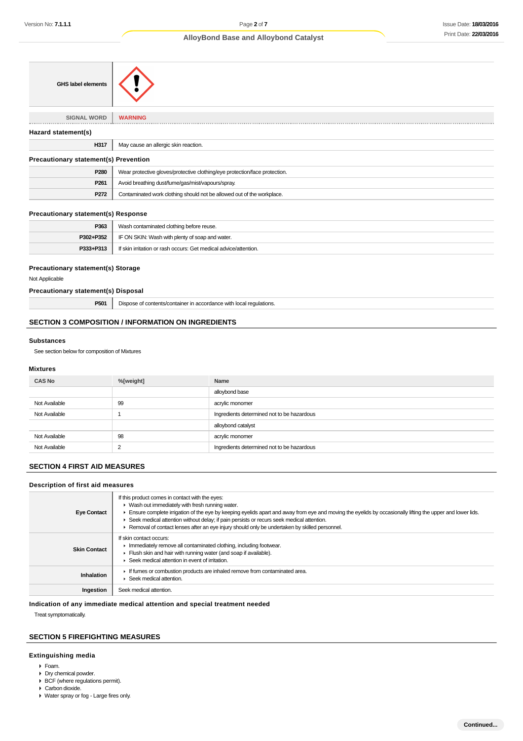| GHS label elements | |
|---|---|
| SIGNAL WORD | WARNING |

### Hazard statement(s)

| | |
|---|---|
| H317 | May cause an allergic skin reaction. |

### Precautionary statement(s) Prevention

| | |
|---|---|
| P280 | Wear protective gloves/protective clothing/eye protection/face protection. |
| P261 | Avoid breathing dust/fume/gas/mist/vapours/spray. |
| P272 | Contaminated work clothing should not be allowed out of the workplace. |

### Precautionary statement(s) Response

| | |
|---|---|
| P363 | Wash contaminated clothing before reuse. |
| P302+P352 | IF ON SKIN: Wash with plenty of soap and water. |
| P333+P313 | If skin irritation or rash occurs: Get medical advice/attention. |

### Precautionary statement(s) Storage

Not Applicable

### Precautionary statement(s) Disposal

| | |
|---|---|
| P501 | Dispose of contents/container in accordance with local regulations. |

## SECTION 3 COMPOSITION / INFORMATION ON INGREDIENTS

### Substances

See section below for composition of Mixtures

### Mixtures

| CAS No | %[weight] | Name |
|---|---|---|
| | | alloybond base |
| Not Available | 99 | acrylic monomer |
| Not Available | 1 | Ingredients determined not to be hazardous |
| | | alloybond catalyst |
| Not Available | 98 | acrylic monomer |
| Not Available | 2 | Ingredients determined not to be hazardous |

## SECTION 4 FIRST AID MEASURES

### Description of first aid measures

| | |
|---|---|
| Eye Contact | If this product comes in contact with the eyes:<br>▸ Wash out immediately with fresh running water.<br>▸ Ensure complete irrigation of the eye by keeping eyelids apart and away from eye and moving the eyelids by occasionally lifting the upper and lower lids.<br>▸ Seek medical attention without delay; if pain persists or recurs seek medical attention.<br>▸ Removal of contact lenses after an eye injury should only be undertaken by skilled personnel. |
| Skin Contact | If skin contact occurs:<br>▸ Immediately remove all contaminated clothing, including footwear.<br>▸ Flush skin and hair with running water (and soap if available).<br>▸ Seek medical attention in event of irritation. |
| Inhalation | ▸ If fumes or combustion products are inhaled remove from contaminated area.<br>▸ Seek medical attention. |
| Ingestion | Seek medical attention. |

### Indication of any immediate medical attention and special treatment needed

Treat symptomatically.

## SECTION 5 FIREFIGHTING MEASURES

### Extinguishing media

- Foam.
- Dry chemical powder.
- BCF (where regulations permit).
- Carbon dioxide.
- Water spray or fog - Large fires only.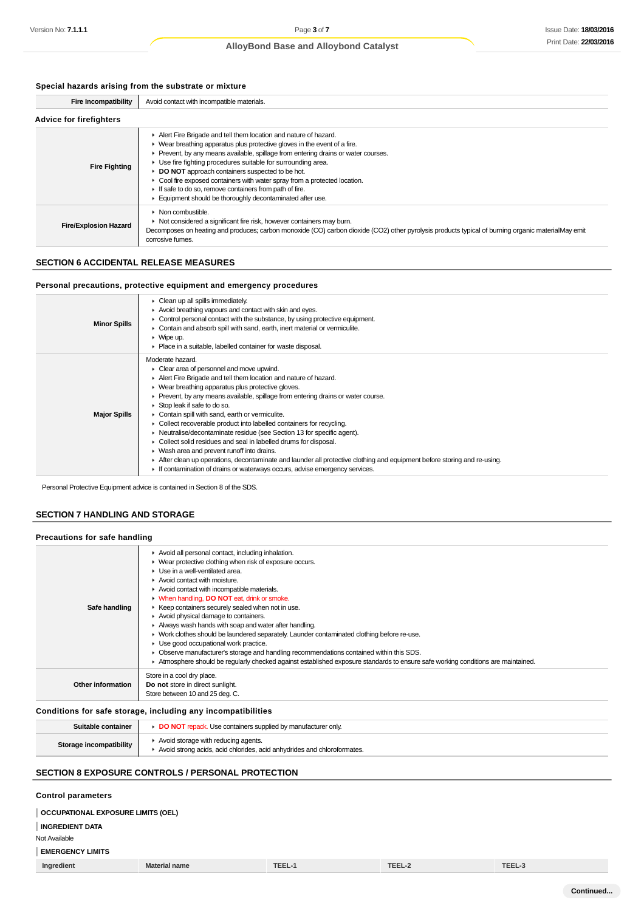### Special hazards arising from the substrate or mixture

| | |
|---|---|
| **Fire Incompatibility** | Avoid contact with incompatible materials. |

### Advice for firefighters

| | |
|---|---|
| **Fire Fighting** | ▸ Alert Fire Brigade and tell them location and nature of hazard.<br>▸ Wear breathing apparatus plus protective gloves in the event of a fire.<br>▸ Prevent, by any means available, spillage from entering drains or water courses.<br>▸ Use fire fighting procedures suitable for surrounding area.<br>▸ **DO NOT** approach containers suspected to be hot.<br>▸ Cool fire exposed containers with water spray from a protected location.<br>▸ If safe to do so, remove containers from path of fire.<br>▸ Equipment should be thoroughly decontaminated after use. |
| **Fire/Explosion Hazard** | ▸ Non combustible.<br>▸ Not considered a significant fire risk, however containers may burn.<br>Decomposes on heating and produces; carbon monoxide (CO) carbon dioxide ($CO_2$) other pyrolysis products typical of burning organic materialMay emit corrosive fumes. |

## SECTION 6 ACCIDENTAL RELEASE MEASURES

### Personal precautions, protective equipment and emergency procedures

| | |
|---|---|
| **Minor Spills** | ▸ Clean up all spills immediately.<br>▸ Avoid breathing vapours and contact with skin and eyes.<br>▸ Control personal contact with the substance, by using protective equipment.<br>▸ Contain and absorb spill with sand, earth, inert material or vermiculite.<br>▸ Wipe up.<br>▸ Place in a suitable, labelled container for waste disposal. |
| **Major Spills** | Moderate hazard.<br>▸ Clear area of personnel and move upwind.<br>▸ Alert Fire Brigade and tell them location and nature of hazard.<br>▸ Wear breathing apparatus plus protective gloves.<br>▸ Prevent, by any means available, spillage from entering drains or water course.<br>▸ Stop leak if safe to do so.<br>▸ Contain spill with sand, earth or vermiculite.<br>▸ Collect recoverable product into labelled containers for recycling.<br>▸ Neutralise/decontaminate residue (see Section 13 for specific agent).<br>▸ Collect solid residues and seal in labelled drums for disposal.<br>▸ Wash area and prevent runoff into drains.<br>▸ After clean up operations, decontaminate and launder all protective clothing and equipment before storing and re-using.<br>▸ If contamination of drains or waterways occurs, advise emergency services. |

Personal Protective Equipment advice is contained in Section 8 of the SDS.

## SECTION 7 HANDLING AND STORAGE

### Precautions for safe handling

| | |
|---|---|
| **Safe handling** | ▸ Avoid all personal contact, including inhalation.<br>▸ Wear protective clothing when risk of exposure occurs.<br>▸ Use in a well-ventilated area.<br>▸ Avoid contact with moisture.<br>▸ Avoid contact with incompatible materials.<br>▸ When handling, **DO NOT** eat, drink or smoke.<br>▸ Keep containers securely sealed when not in use.<br>▸ Avoid physical damage to containers.<br>▸ Always wash hands with soap and water after handling.<br>▸ Work clothes should be laundered separately. Launder contaminated clothing before re-use.<br>▸ Use good occupational work practice.<br>▸ Observe manufacturer's storage and handling recommendations contained within this SDS.<br>▸ Atmosphere should be regularly checked against established exposure standards to ensure safe working conditions are maintained. |
| **Other information** | Store in a cool dry place.<br>**Do not** store in direct sunlight.<br>Store between 10 and 25 deg. C. |

### Conditions for safe storage, including any incompatibilities

| | |
|---|---|
| **Suitable container** | ▸ **DO NOT** repack. Use containers supplied by manufacturer only. |
| **Storage incompatibility** | ▸ Avoid storage with reducing agents.<br>▸ Avoid strong acids, acid chlorides, acid anhydrides and chloroformates. |

## SECTION 8 EXPOSURE CONTROLS / PERSONAL PROTECTION

### Control parameters

**OCCUPATIONAL EXPOSURE LIMITS (OEL)**

**INGREDIENT DATA**

Not Available

**EMERGENCY LIMITS**

| Ingredient | Material name | TEEL-1 | TEEL-2 | TEEL-3 |
|---|---|---|---|---|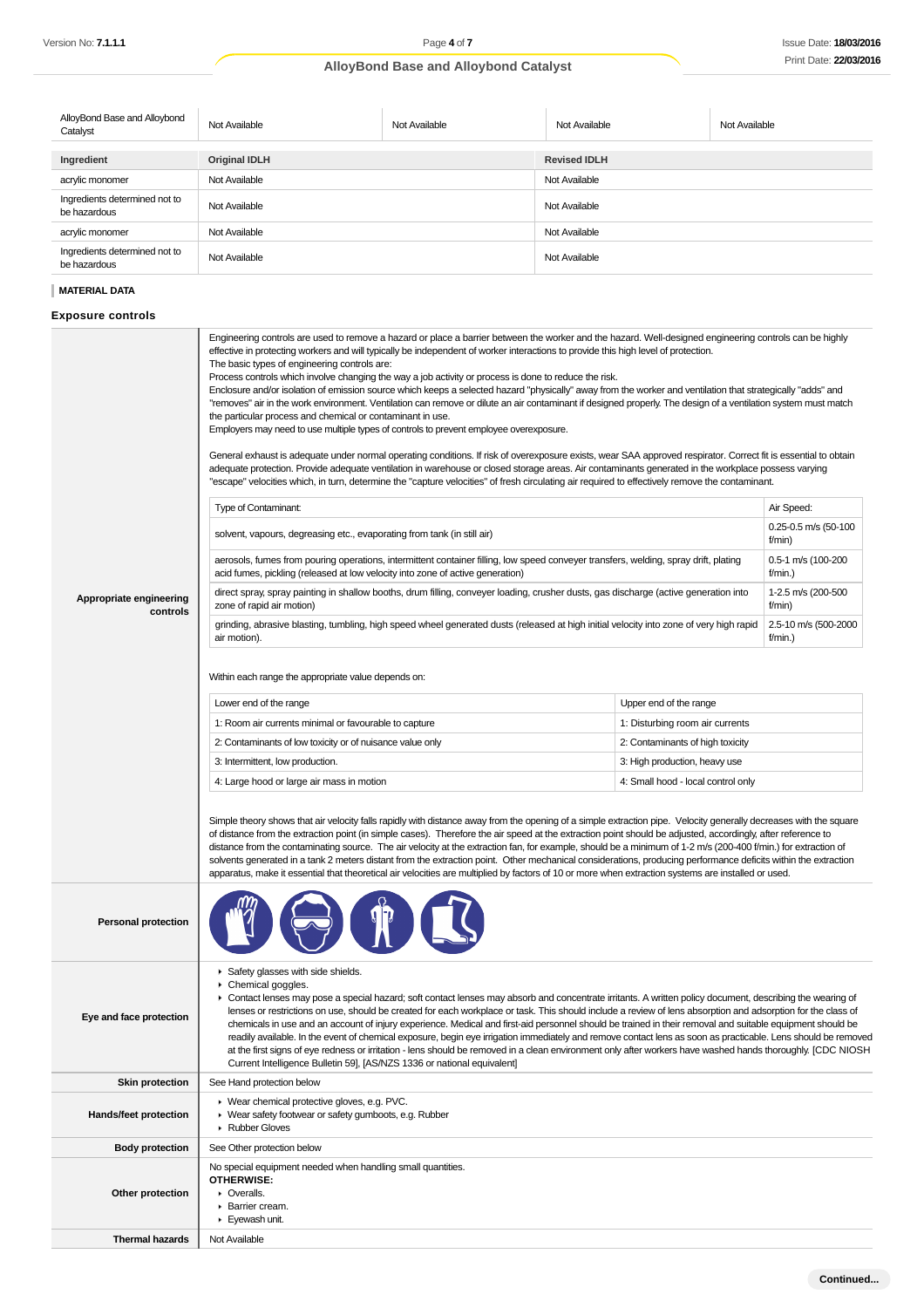| AlloyBond Base and Alloybond Catalyst | Not Available | Not Available | Not Available | Not Available |
|---|---|---|---|---|

| Ingredient | Original IDLH | Revised IDLH |
|---|---|---|
| acrylic monomer | Not Available | Not Available |
| Ingredients determined not to be hazardous | Not Available | Not Available |
| acrylic monomer | Not Available | Not Available |
| Ingredients determined not to be hazardous | Not Available | Not Available |

**MATERIAL DATA**

### Exposure controls

**Appropriate engineering controls**

Engineering controls are used to remove a hazard or place a barrier between the worker and the hazard. Well-designed engineering controls can be highly effective in protecting workers and will typically be independent of worker interactions to provide this high level of protection.
The basic types of engineering controls are:
Process controls which involve changing the way a job activity or process is done to reduce the risk.
Enclosure and/or isolation of emission source which keeps a selected hazard "physically" away from the worker and ventilation that strategically "adds" and "removes" air in the work environment. Ventilation can remove or dilute an air contaminant if designed properly. The design of a ventilation system must match the particular process and chemical or contaminant in use.
Employers may need to use multiple types of controls to prevent employee overexposure.

General exhaust is adequate under normal operating conditions. If risk of overexposure exists, wear SAA approved respirator. Correct fit is essential to obtain adequate protection. Provide adequate ventilation in warehouse or closed storage areas. Air contaminants generated in the workplace possess varying "escape" velocities which, in turn, determine the "capture velocities" of fresh circulating air required to effectively remove the contaminant.

| Type of Contaminant: | Air Speed: |
|---|---|
| solvent, vapours, degreasing etc., evaporating from tank (in still air) | 0.25-0.5 m/s (50-100 f/min) |
| aerosols, fumes from pouring operations, intermittent container filling, low speed conveyer transfers, welding, spray drift, plating acid fumes, pickling (released at low velocity into zone of active generation) | 0.5-1 m/s (100-200 f/min.) |
| direct spray, spray painting in shallow booths, drum filling, conveyer loading, crusher dusts, gas discharge (active generation into zone of rapid air motion) | 1-2.5 m/s (200-500 f/min) |
| grinding, abrasive blasting, tumbling, high speed wheel generated dusts (released at high initial velocity into zone of very high rapid air motion). | 2.5-10 m/s (500-2000 f/min.) |

Within each range the appropriate value depends on:

| Lower end of the range | Upper end of the range |
|---|---|
| 1: Room air currents minimal or favourable to capture | 1: Disturbing room air currents |
| 2: Contaminants of low toxicity or of nuisance value only | 2: Contaminants of high toxicity |
| 3: Intermittent, low production. | 3: High production, heavy use |
| 4: Large hood or large air mass in motion | 4: Small hood - local control only |

Simple theory shows that air velocity falls rapidly with distance away from the opening of a simple extraction pipe. Velocity generally decreases with the square of distance from the extraction point (in simple cases). Therefore the air speed at the extraction point should be adjusted, accordingly, after reference to distance from the contaminating source. The air velocity at the extraction fan, for example, should be a minimum of 1-2 m/s (200-400 f/min.) for extraction of solvents generated in a tank 2 meters distant from the extraction point. Other mechanical considerations, producing performance deficits within the extraction apparatus, make it essential that theoretical air velocities are multiplied by factors of 10 or more when extraction systems are installed or used.

**Personal protection**

**Eye and face protection**

- Safety glasses with side shields.
- Chemical goggles.
- Contact lenses may pose a special hazard; soft contact lenses may absorb and concentrate irritants. A written policy document, describing the wearing of lenses or restrictions on use, should be created for each workplace or task. This should include a review of lens absorption and adsorption for the class of chemicals in use and an account of injury experience. Medical and first-aid personnel should be trained in their removal and suitable equipment should be readily available. In the event of chemical exposure, begin eye irrigation immediately and remove contact lens as soon as practicable. Lens should be removed at the first signs of eye redness or irritation - lens should be removed in a clean environment only after workers have washed hands thoroughly. [CDC NIOSH Current Intelligence Bulletin 59], [AS/NZS 1336 or national equivalent]

**Skin protection**

See Hand protection below

**Hands/feet protection**

- Wear chemical protective gloves, e.g. PVC.
- Wear safety footwear or safety gumboots, e.g. Rubber
- Rubber Gloves

**Body protection**

See Other protection below

**Other protection**

No special equipment needed when handling small quantities.
**OTHERWISE:**
- Overalls.
- Barrier cream.
- Eyewash unit.

**Thermal hazards**

Not Available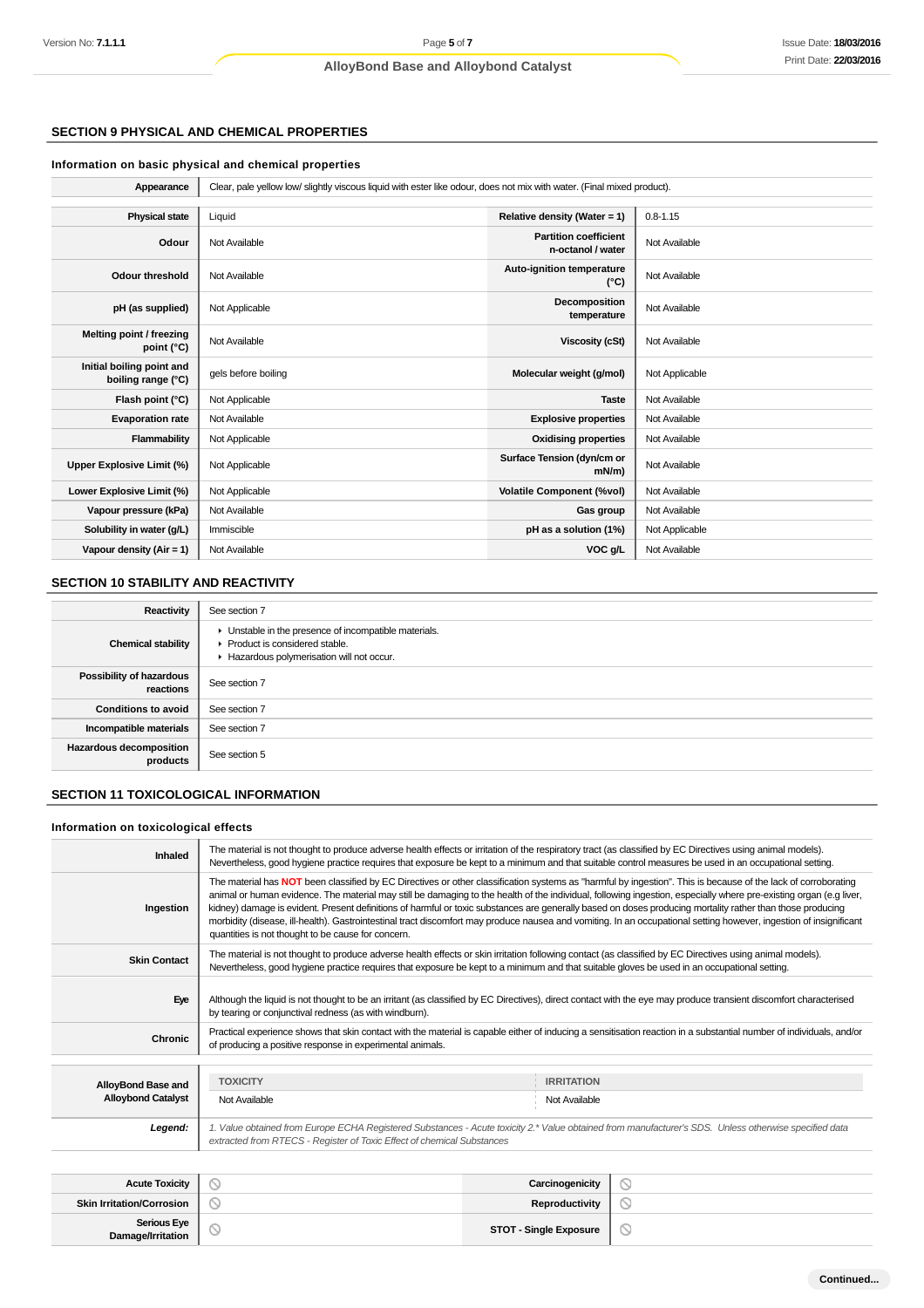## SECTION 9 PHYSICAL AND CHEMICAL PROPERTIES

### Information on basic physical and chemical properties

| | |
|---|---|
| **Appearance** | Clear, pale yellow low/ slightly viscous liquid with ester like odour, does not mix with water. (Final mixed product). |

| | | | |
|---|---|---|---|
| **Physical state** | Liquid | **Relative density (Water = 1)** | 0.8-1.15 |
| **Odour** | Not Available | **Partition coefficient n-octanol / water** | Not Available |
| **Odour threshold** | Not Available | **Auto-ignition temperature (°C)** | Not Available |
| **pH (as supplied)** | Not Applicable | **Decomposition temperature** | Not Available |
| **Melting point / freezing point (°C)** | Not Available | **Viscosity (cSt)** | Not Available |
| **Initial boiling point and boiling range (°C)** | gels before boiling | **Molecular weight (g/mol)** | Not Applicable |
| **Flash point (°C)** | Not Applicable | **Taste** | Not Available |
| **Evaporation rate** | Not Available | **Explosive properties** | Not Available |
| **Flammability** | Not Applicable | **Oxidising properties** | Not Available |
| **Upper Explosive Limit (%)** | Not Applicable | **Surface Tension (dyn/cm or mN/m)** | Not Available |
| **Lower Explosive Limit (%)** | Not Applicable | **Volatile Component (%vol)** | Not Available |
| **Vapour pressure (kPa)** | Not Available | **Gas group** | Not Available |
| **Solubility in water (g/L)** | Immiscible | **pH as a solution (1%)** | Not Applicable |
| **Vapour density (Air = 1)** | Not Available | **VOC g/L** | Not Available |

## SECTION 10 STABILITY AND REACTIVITY

| | |
|---|---|
| **Reactivity** | See section 7 |
| **Chemical stability** | ▸ Unstable in the presence of incompatible materials.<br>▸ Product is considered stable.<br>▸ Hazardous polymerisation will not occur. |
| **Possibility of hazardous reactions** | See section 7 |
| **Conditions to avoid** | See section 7 |
| **Incompatible materials** | See section 7 |
| **Hazardous decomposition products** | See section 5 |

## SECTION 11 TOXICOLOGICAL INFORMATION

### Information on toxicological effects

| | |
|---|---|
| **Inhaled** | The material is not thought to produce adverse health effects or irritation of the respiratory tract (as classified by EC Directives using animal models). Nevertheless, good hygiene practice requires that exposure be kept to a minimum and that suitable control measures be used in an occupational setting. |
| **Ingestion** | The material has **NOT** been classified by EC Directives or other classification systems as "harmful by ingestion". This is because of the lack of corroborating animal or human evidence. The material may still be damaging to the health of the individual, following ingestion, especially where pre-existing organ (e.g liver, kidney) damage is evident. Present definitions of harmful or toxic substances are generally based on doses producing mortality rather than those producing morbidity (disease, ill-health). Gastrointestinal tract discomfort may produce nausea and vomiting. In an occupational setting however, ingestion of insignificant quantities is not thought to be cause for concern. |
| **Skin Contact** | The material is not thought to produce adverse health effects or skin irritation following contact (as classified by EC Directives using animal models). Nevertheless, good hygiene practice requires that exposure be kept to a minimum and that suitable gloves be used in an occupational setting. |
| **Eye** | Although the liquid is not thought to be an irritant (as classified by EC Directives), direct contact with the eye may produce transient discomfort characterised by tearing or conjunctival redness (as with windburn). |
| **Chronic** | Practical experience shows that skin contact with the material is capable either of inducing a sensitisation reaction in a substantial number of individuals, and/or of producing a positive response in experimental animals. |

| | TOXICITY | IRRITATION |
|---|---|---|
| **AlloyBond Base and Alloybond Catalyst** | Not Available | Not Available |
| ***Legend:*** | *1. Value obtained from Europe ECHA Registered Substances - Acute toxicity 2.\* Value obtained from manufacturer's SDS. Unless otherwise specified data extracted from RTECS - Register of Toxic Effect of chemical Substances* | |

| | | | |
|---|---|---|---|
| **Acute Toxicity** | ⃠ | **Carcinogenicity** | ⃠ |
| **Skin Irritation/Corrosion** | ⃠ | **Reproductivity** | ⃠ |
| **Serious Eye Damage/Irritation** | ⃠ | **STOT - Single Exposure** | ⃠ |

**Continued...**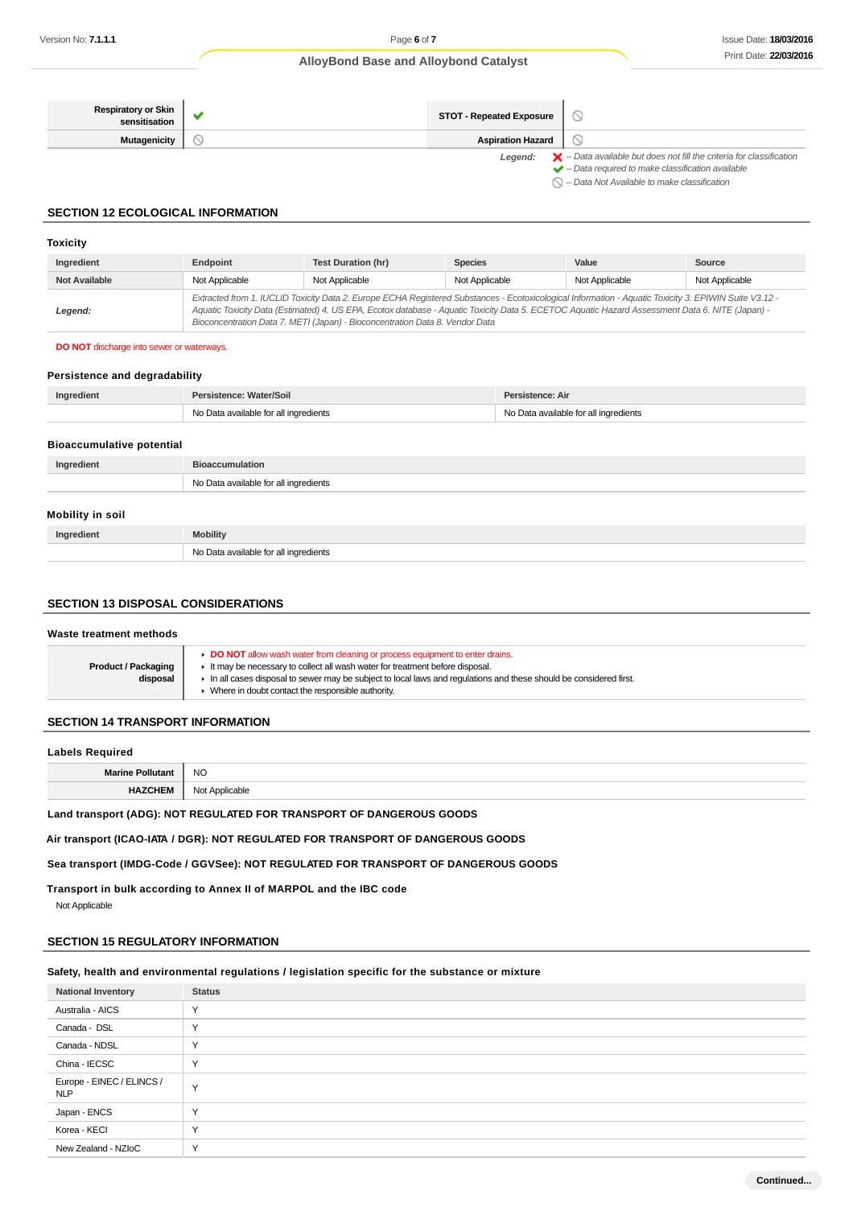| Respiratory or Skin sensitisation | ✔ | STOT - Repeated Exposure | ⦸ |
|---|---|---|---|
| Mutagenicity | ⦸ | Aspiration Hazard | ⦸ |

*Legend:* ✘ *– Data available but does not fill the criteria for classification*
✔ *– Data required to make classification available*
⦸ *– Data Not Available to make classification*

## SECTION 12 ECOLOGICAL INFORMATION

### Toxicity

| Ingredient | Endpoint | Test Duration (hr) | Species | Value | Source |
|---|---|---|---|---|---|
| Not Available | Not Applicable | Not Applicable | Not Applicable | Not Applicable | Not Applicable |
| *Legend:* | *Extracted from 1. IUCLID Toxicity Data 2. Europe ECHA Registered Substances - Ecotoxicological Information - Aquatic Toxicity 3. EPIWIN Suite V3.12 - Aquatic Toxicity Data (Estimated) 4. US EPA, Ecotox database - Aquatic Toxicity Data 5. ECETOC Aquatic Hazard Assessment Data 6. NITE (Japan) - Bioconcentration Data 7. METI (Japan) - Bioconcentration Data 8. Vendor Data* | | | | |

**DO NOT** discharge into sewer or waterways.

### Persistence and degradability

| Ingredient | Persistence: Water/Soil | Persistence: Air |
|---|---|---|
| | No Data available for all ingredients | No Data available for all ingredients |

### Bioaccumulative potential

| Ingredient | Bioaccumulation |
|---|---|
| | No Data available for all ingredients |

### Mobility in soil

| Ingredient | Mobility |
|---|---|
| | No Data available for all ingredients |

## SECTION 13 DISPOSAL CONSIDERATIONS

### Waste treatment methods

| Product / Packaging disposal | ▸ **DO NOT** allow wash water from cleaning or process equipment to enter drains.<br>▸ It may be necessary to collect all wash water for treatment before disposal.<br>▸ In all cases disposal to sewer may be subject to local laws and regulations and these should be considered first.<br>▸ Where in doubt contact the responsible authority. |
|---|---|

## SECTION 14 TRANSPORT INFORMATION

### Labels Required

| Marine Pollutant | NO |
|---|---|
| HAZCHEM | Not Applicable |

**Land transport (ADG): NOT REGULATED FOR TRANSPORT OF DANGEROUS GOODS**

**Air transport (ICAO-IATA / DGR): NOT REGULATED FOR TRANSPORT OF DANGEROUS GOODS**

**Sea transport (IMDG-Code / GGVSee): NOT REGULATED FOR TRANSPORT OF DANGEROUS GOODS**

**Transport in bulk according to Annex II of MARPOL and the IBC code**

Not Applicable

## SECTION 15 REGULATORY INFORMATION

### Safety, health and environmental regulations / legislation specific for the substance or mixture

| National Inventory | Status |
|---|---|
| Australia - AICS | Y |
| Canada - DSL | Y |
| Canada - NDSL | Y |
| China - IECSC | Y |
| Europe - EINEC / ELINCS / NLP | Y |
| Japan - ENCS | Y |
| Korea - KECI | Y |
| New Zealand - NZIoC | Y |

**Continued...**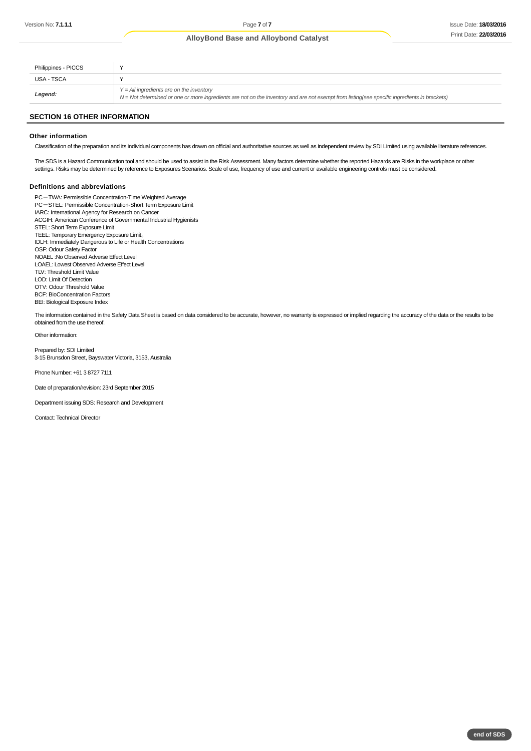| | |
|---|---|
| Philippines - PICCS | Y |
| USA - TSCA | Y |
| ***Legend:*** | *Y = All ingredients are on the inventory*<br>*N = Not determined or one or more ingredients are not on the inventory and are not exempt from listing(see specific ingredients in brackets)* |

## SECTION 16 OTHER INFORMATION

### Other information

Classification of the preparation and its individual components has drawn on official and authoritative sources as well as independent review by SDI Limited using available literature references.

The SDS is a Hazard Communication tool and should be used to assist in the Risk Assessment. Many factors determine whether the reported Hazards are Risks in the workplace or other settings. Risks may be determined by reference to Exposures Scenarios. Scale of use, frequency of use and current or available engineering controls must be considered.

### Definitions and abbreviations

PC－TWA: Permissible Concentration-Time Weighted Average
PC－STEL: Permissible Concentration-Short Term Exposure Limit
IARC: International Agency for Research on Cancer
ACGIH: American Conference of Governmental Industrial Hygienists
STEL: Short Term Exposure Limit
TEEL: Temporary Emergency Exposure Limit。
IDLH: Immediately Dangerous to Life or Health Concentrations
OSF: Odour Safety Factor
NOAEL :No Observed Adverse Effect Level
LOAEL: Lowest Observed Adverse Effect Level
TLV: Threshold Limit Value
LOD: Limit Of Detection
OTV: Odour Threshold Value
BCF: BioConcentration Factors
BEI: Biological Exposure Index

The information contained in the Safety Data Sheet is based on data considered to be accurate, however, no warranty is expressed or implied regarding the accuracy of the data or the results to be obtained from the use thereof.

Other information:

Prepared by: SDI Limited
3-15 Brunsdon Street, Bayswater Victoria, 3153, Australia

Phone Number: +61 3 8727 7111

Date of preparation/revision: 23rd September 2015

Department issuing SDS: Research and Development

Contact: Technical Director

end of SDS